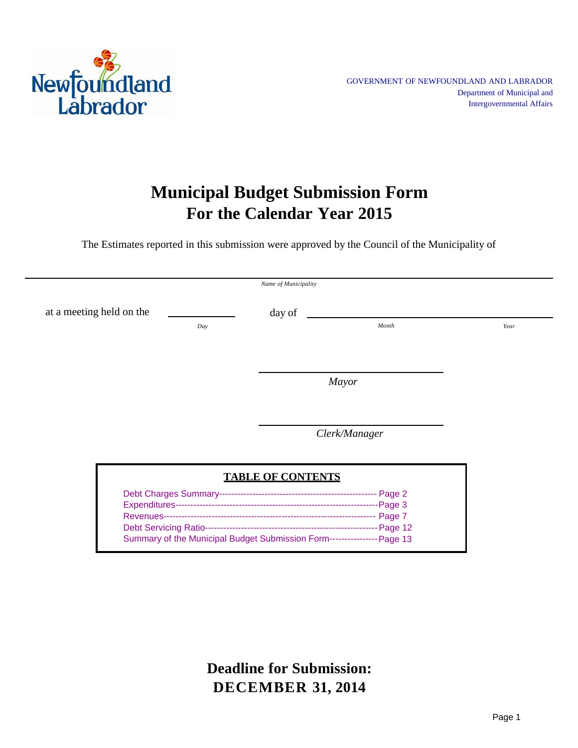GOVERNMENT OF NEWFOUNDLAND AND LABRADOR
Department of Municipal and Intergovernmental Affairs

# Municipal Budget Submission Form
# For the Calendar Year 2015

The Estimates reported in this submission were approved by the Council of the Municipality of

______________________________________________
*Name of Municipality*

at a meeting held on the ____________ day of ______________________________
*Day* *Month* *Year*

______________________________
*Mayor*

______________________________
*Clerk/Manager*

**TABLE OF CONTENTS**

Debt Charges Summary---------------------------------------------------- Page 2
Expenditures-------------------------------------------------------------------Page 3
Revenues--------------------------------------------------------------------- Page 7
Debt Servicing Ratio--------------------------------------------------------Page 12
Summary of the Municipal Budget Submission Form----------------Page 13

## Deadline for Submission:
## DECEMBER 31, 2014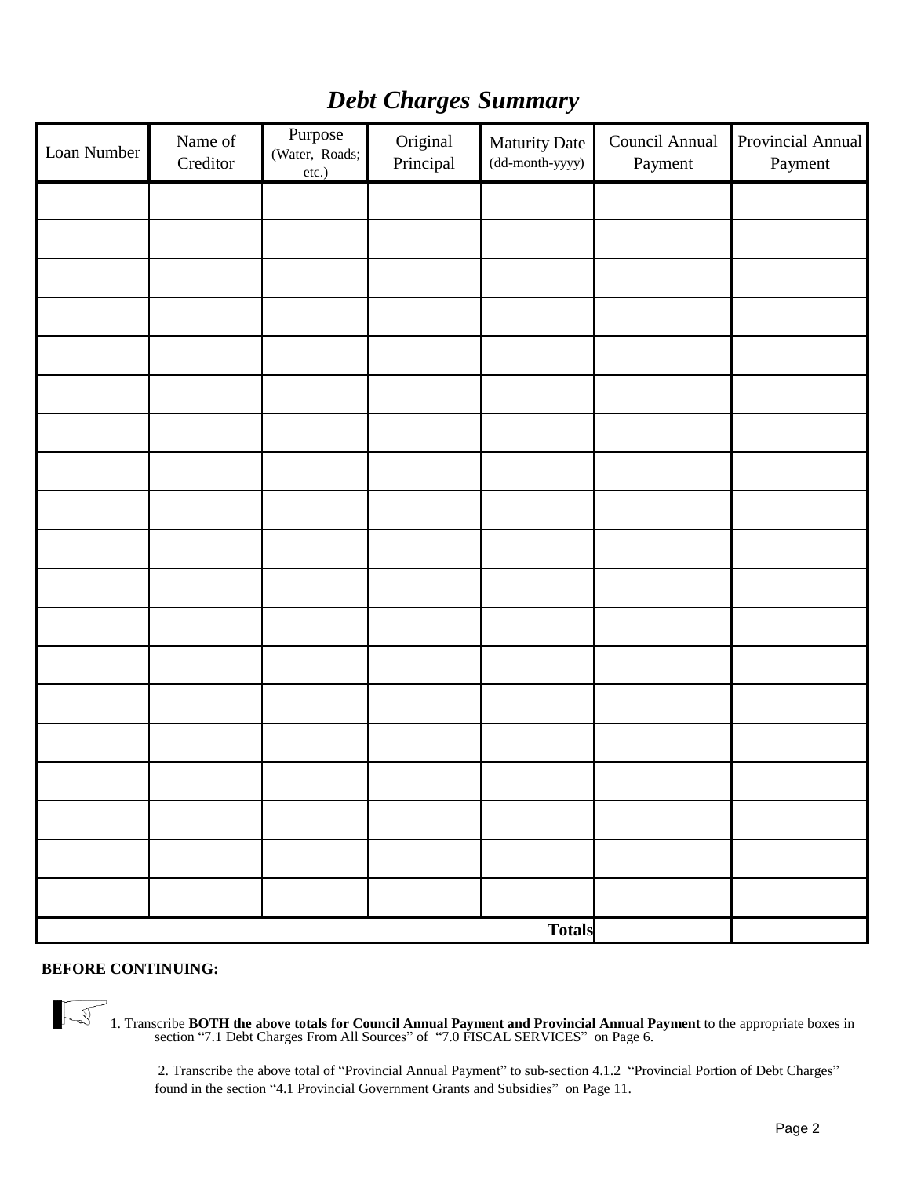# *Debt Charges Summary*

| Loan Number | Name of Creditor | Purpose (Water, Roads; etc.) | Original Principal | Maturity Date (dd-month-yyyy) | Council Annual Payment | Provincial Annual Payment |
|---|---|---|---|---|---|---|
| | | | | | | |
| | | | | | | |
| | | | | | | |
| | | | | | | |
| | | | | | | |
| | | | | | | |
| | | | | | | |
| | | | | | | |
| | | | | | | |
| | | | | | | |
| | | | | | | |
| | | | | | | |
| | | | | | | |
| | | | | | | |
| | | | | | | |
| | | | | | | |
| | | | | | | |
| | | | | | | |
| | | | | | | |
| | | | | **Totals** | | |

**BEFORE CONTINUING:**

1. Transcribe **BOTH the above totals for Council Annual Payment and Provincial Annual Payment** to the appropriate boxes in section "7.1 Debt Charges From All Sources" of "7.0 FISCAL SERVICES" on Page 6.

2. Transcribe the above total of "Provincial Annual Payment" to sub-section 4.1.2 "Provincial Portion of Debt Charges" found in the section "4.1 Provincial Government Grants and Subsidies" on Page 11.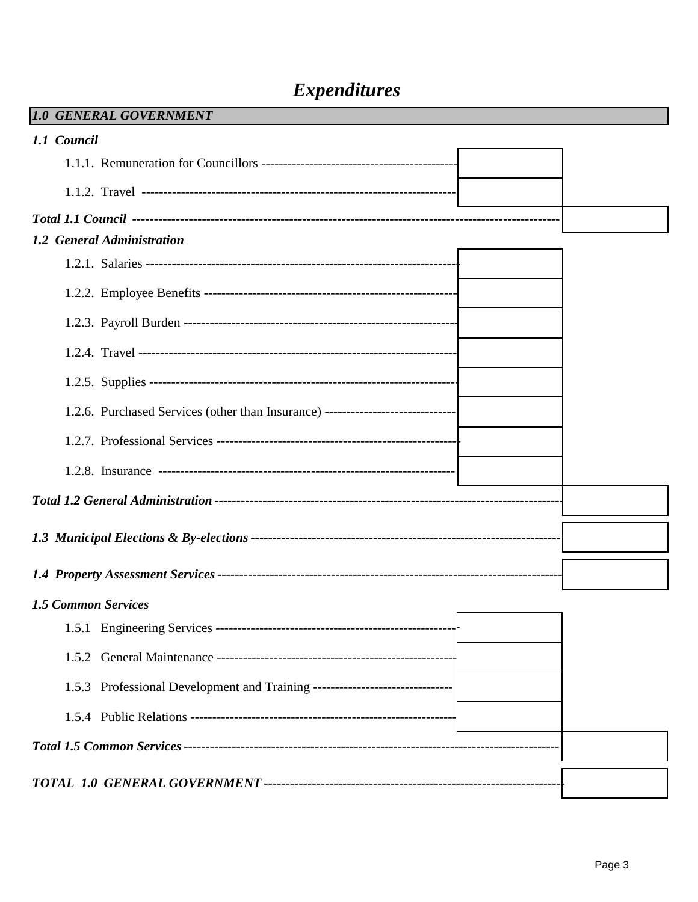# *Expenditures*

| ***1.0 GENERAL GOVERNMENT*** | | |
|---|---|---|
| ***1.1 Council*** | | |
| 1.1.1. Remuneration for Councillors | | |
| 1.1.2. Travel | | |
| ***Total 1.1 Council*** | | |
| ***1.2 General Administration*** | | |
| 1.2.1. Salaries | | |
| 1.2.2. Employee Benefits | | |
| 1.2.3. Payroll Burden | | |
| 1.2.4. Travel | | |
| 1.2.5. Supplies | | |
| 1.2.6. Purchased Services (other than Insurance) | | |
| 1.2.7. Professional Services | | |
| 1.2.8. Insurance | | |
| ***Total 1.2 General Administration*** | | |
| ***1.3 Municipal Elections & By-elections*** | | |
| ***1.4 Property Assessment Services*** | | |
| ***1.5 Common Services*** | | |
| 1.5.1 Engineering Services | | |
| 1.5.2 General Maintenance | | |
| 1.5.3 Professional Development and Training | | |
| 1.5.4 Public Relations | | |
| ***Total 1.5 Common Services*** | | |
| ***TOTAL 1.0 GENERAL GOVERNMENT*** | | |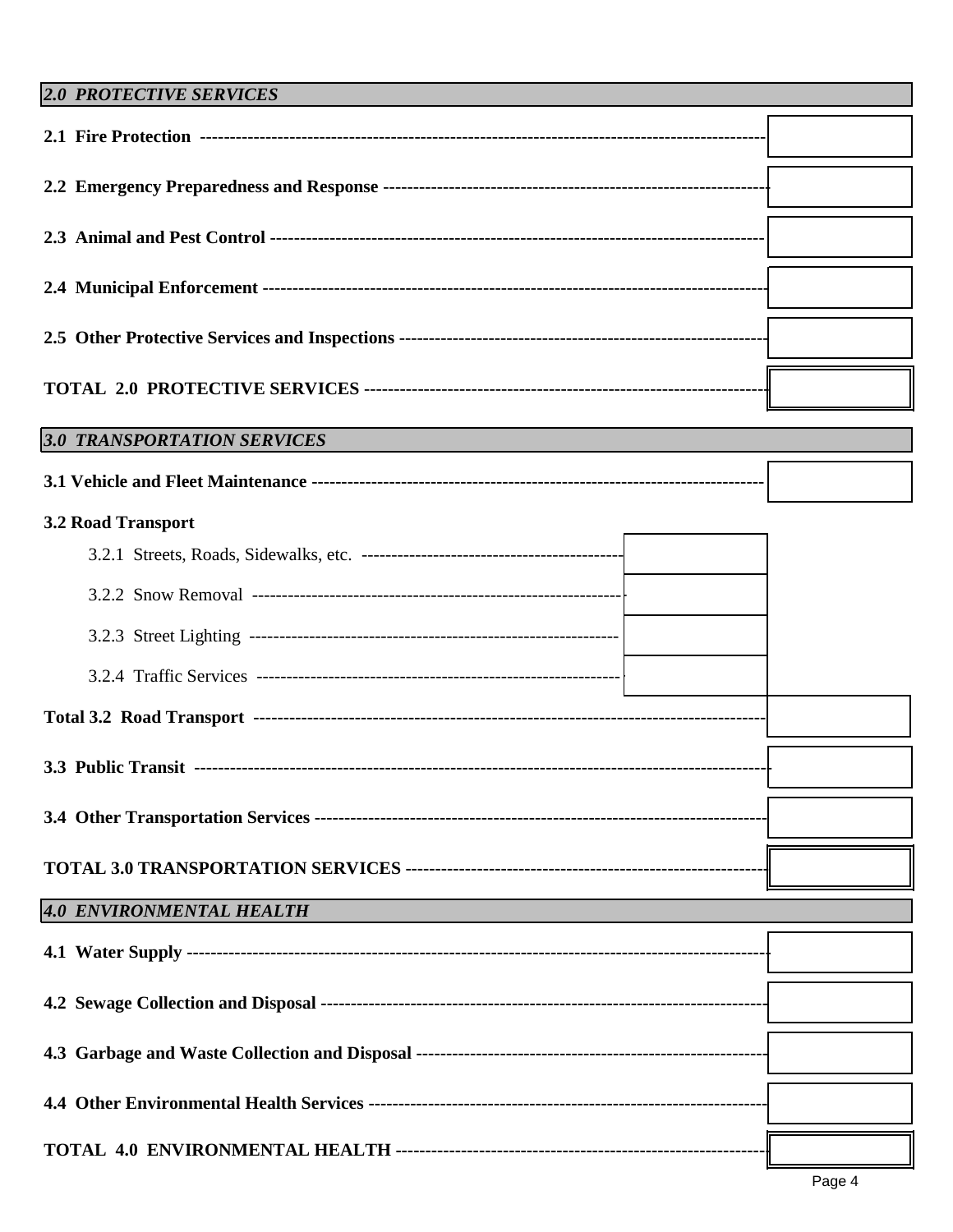| *2.0 PROTECTIVE SERVICES* | | |
|---|---|---|
| **2.1 Fire Protection** | | |
| **2.2 Emergency Preparedness and Response** | | |
| **2.3 Animal and Pest Control** | | |
| **2.4 Municipal Enforcement** | | |
| **2.5 Other Protective Services and Inspections** | | |
| **TOTAL 2.0 PROTECTIVE SERVICES** | | |
| *3.0 TRANSPORTATION SERVICES* | | |
| **3.1 Vehicle and Fleet Maintenance** | | |
| **3.2 Road Transport** | | |
| 3.2.1 Streets, Roads, Sidewalks, etc. | | |
| 3.2.2 Snow Removal | | |
| 3.2.3 Street Lighting | | |
| 3.2.4 Traffic Services | | |
| **Total 3.2 Road Transport** | | |
| **3.3 Public Transit** | | |
| **3.4 Other Transportation Services** | | |
| **TOTAL 3.0 TRANSPORTATION SERVICES** | | |
| *4.0 ENVIRONMENTAL HEALTH* | | |
| **4.1 Water Supply** | | |
| **4.2 Sewage Collection and Disposal** | | |
| **4.3 Garbage and Waste Collection and Disposal** | | |
| **4.4 Other Environmental Health Services** | | |
| **TOTAL 4.0 ENVIRONMENTAL HEALTH** | | |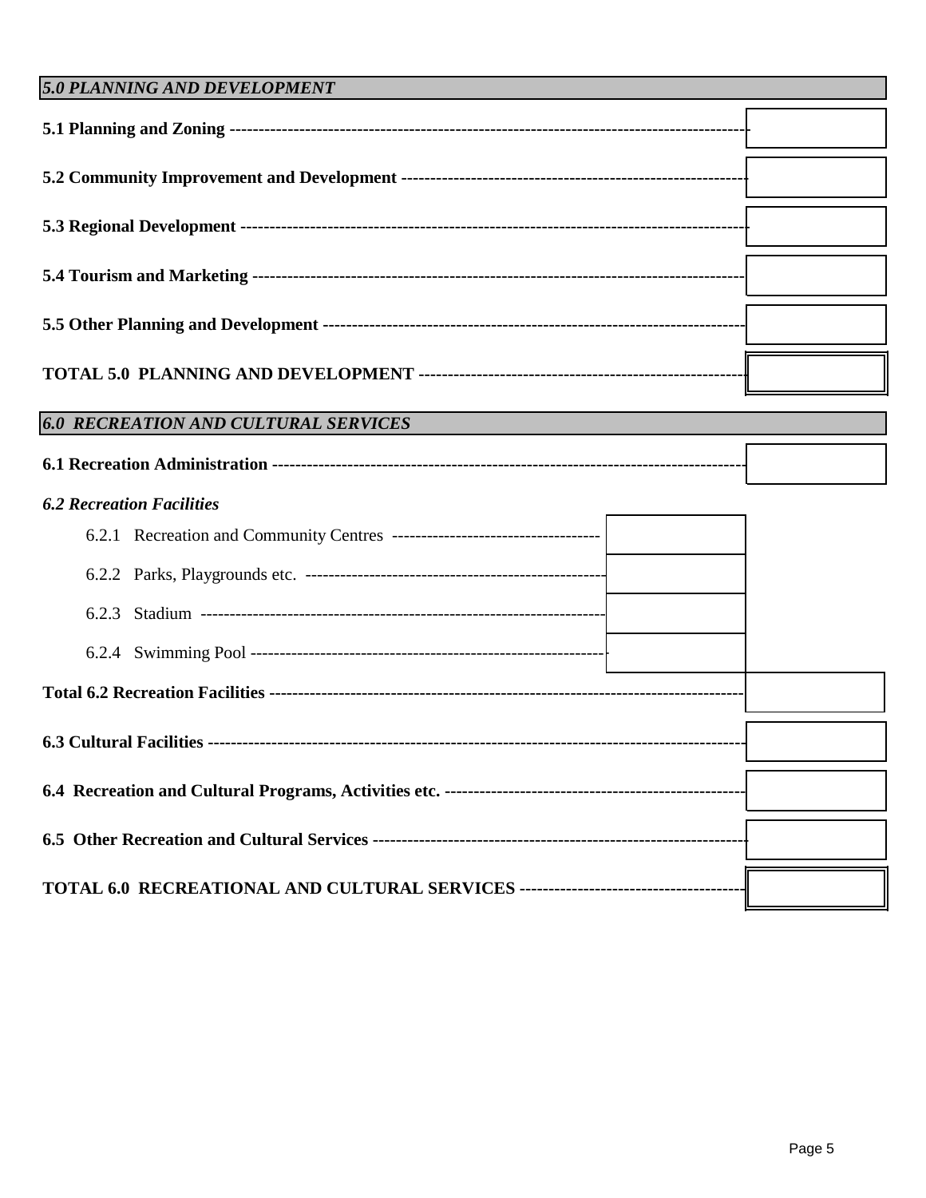### *5.0 PLANNING AND DEVELOPMENT*

| Item | | Amount |
|---|---|---|
| **5.1 Planning and Zoning** | | |
| **5.2 Community Improvement and Development** | | |
| **5.3 Regional Development** | | |
| **5.4 Tourism and Marketing** | | |
| **5.5 Other Planning and Development** | | |
| **TOTAL 5.0 PLANNING AND DEVELOPMENT** | | |

### *6.0 RECREATION AND CULTURAL SERVICES*

| Item | Sub-amount | Amount |
|---|---|---|
| **6.1 Recreation Administration** | | |
| ***6.2 Recreation Facilities*** | | |
| 6.2.1 Recreation and Community Centres | | |
| 6.2.2 Parks, Playgrounds etc. | | |
| 6.2.3 Stadium | | |
| 6.2.4 Swimming Pool | | |
| **Total 6.2 Recreation Facilities** | | |
| **6.3 Cultural Facilities** | | |
| **6.4 Recreation and Cultural Programs, Activities etc.** | | |
| **6.5 Other Recreation and Cultural Services** | | |
| **TOTAL 6.0 RECREATIONAL AND CULTURAL SERVICES** | | |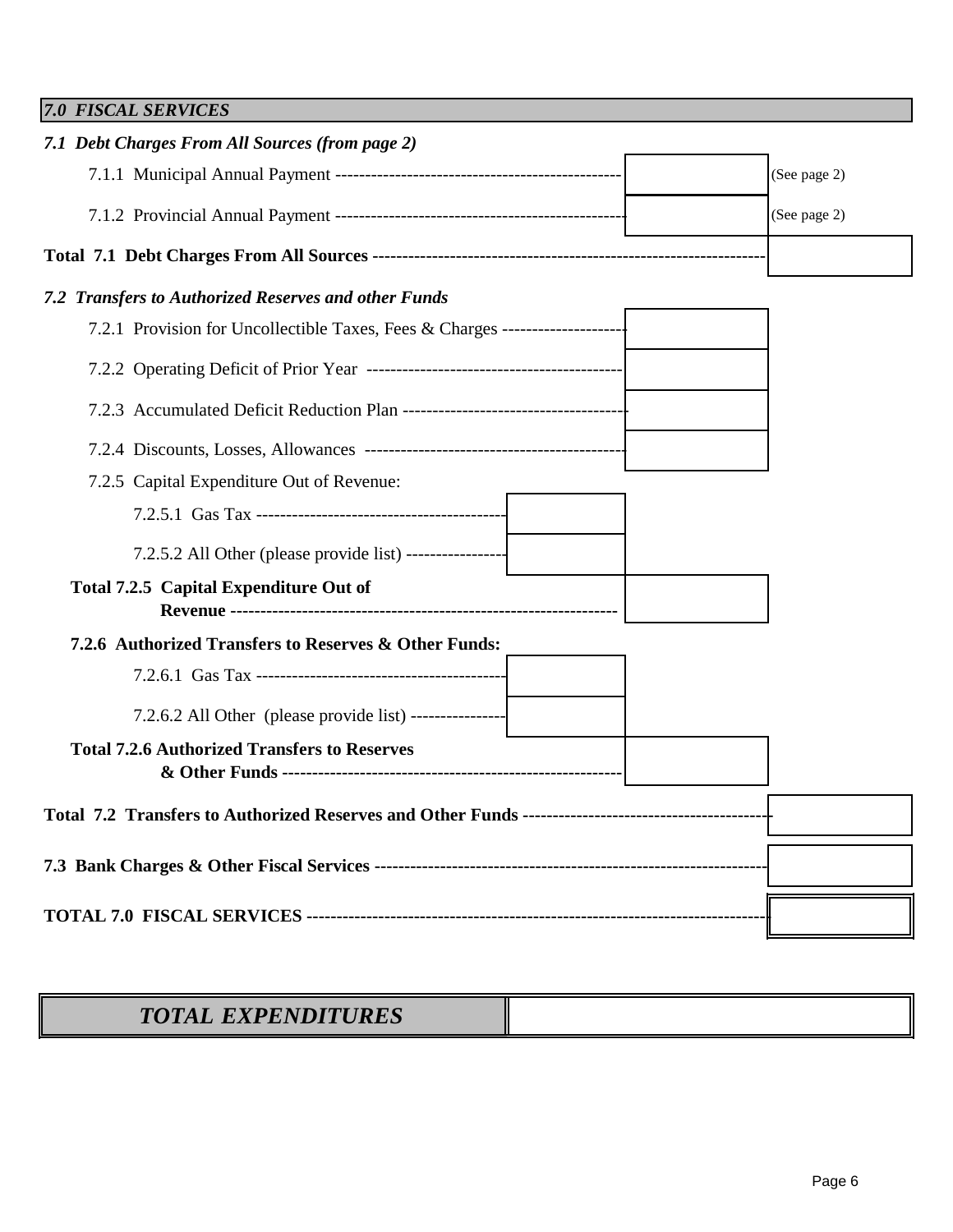## *7.0 FISCAL SERVICES*

### *7.1 Debt Charges From All Sources (from page 2)*

| Item | | | | Note |
|---|---|---|---|---|
| 7.1.1 Municipal Annual Payment | | | | (See page 2) |
| 7.1.2 Provincial Annual Payment | | | | (See page 2) |
| **Total 7.1 Debt Charges From All Sources** | | | | |

### *7.2 Transfers to Authorized Reserves and other Funds*

| Item | | | |
|---|---|---|---|
| 7.2.1 Provision for Uncollectible Taxes, Fees & Charges | | | |
| 7.2.2 Operating Deficit of Prior Year | | | |
| 7.2.3 Accumulated Deficit Reduction Plan | | | |
| 7.2.4 Discounts, Losses, Allowances | | | |
| 7.2.5 Capital Expenditure Out of Revenue: | | | |
| 7.2.5.1 Gas Tax | | | |
| 7.2.5.2 All Other (please provide list) | | | |
| **Total 7.2.5 Capital Expenditure Out of Revenue** | | | |
| **7.2.6 Authorized Transfers to Reserves & Other Funds:** | | | |
| 7.2.6.1 Gas Tax | | | |
| 7.2.6.2 All Other (please provide list) | | | |
| **Total 7.2.6 Authorized Transfers to Reserves & Other Funds** | | | |
| **Total 7.2 Transfers to Authorized Reserves and Other Funds** | | | |

| Item | |
|---|---|
| **7.3 Bank Charges & Other Fiscal Services** | |
| **TOTAL 7.0 FISCAL SERVICES** | |

| ***TOTAL EXPENDITURES*** | |
|---|---|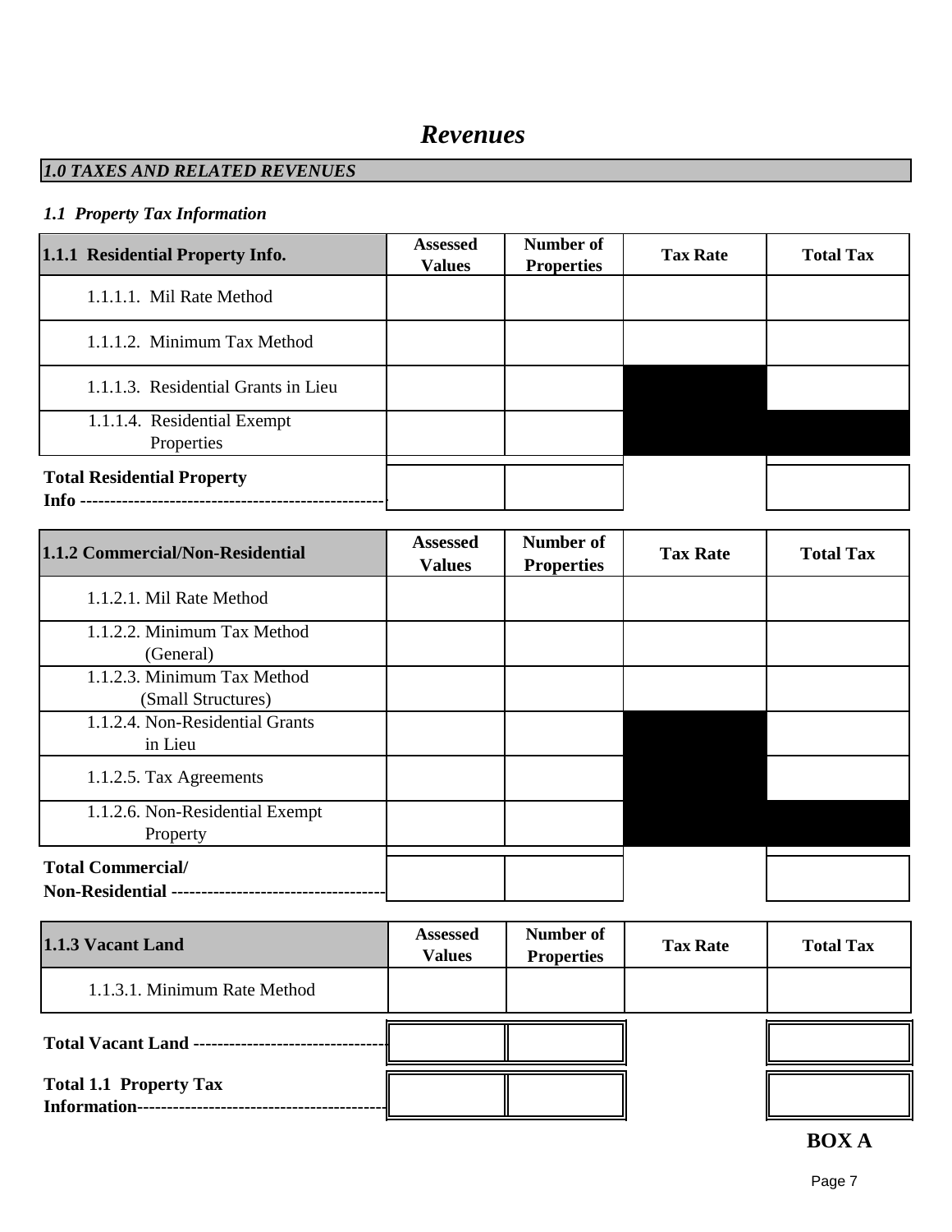# *Revenues*

## *1.0 TAXES AND RELATED REVENUES*

### *1.1 Property Tax Information*

| **1.1.1 Residential Property Info.** | **Assessed Values** | **Number of Properties** | **Tax Rate** | **Total Tax** |
|---|---|---|---|---|
| 1.1.1.1. Mil Rate Method | | | | |
| 1.1.1.2. Minimum Tax Method | | | | |
| 1.1.1.3. Residential Grants in Lieu | | | | |
| 1.1.1.4. Residential Exempt Properties | | | | |
| **Total Residential Property Info ---------------------------------------------------** | | | | |

| **1.1.2 Commercial/Non-Residential** | **Assessed Values** | **Number of Properties** | **Tax Rate** | **Total Tax** |
|---|---|---|---|---|
| 1.1.2.1. Mil Rate Method | | | | |
| 1.1.2.2. Minimum Tax Method (General) | | | | |
| 1.1.2.3. Minimum Tax Method (Small Structures) | | | | |
| 1.1.2.4. Non-Residential Grants in Lieu | | | | |
| 1.1.2.5. Tax Agreements | | | | |
| 1.1.2.6. Non-Residential Exempt Property | | | | |
| **Total Commercial/ Non-Residential ------------------------------------** | | | | |

| **1.1.3 Vacant Land** | **Assessed Values** | **Number of Properties** | **Tax Rate** | **Total Tax** |
|---|---|---|---|---|
| 1.1.3.1. Minimum Rate Method | | | | |
| **Total Vacant Land ---------------------------------** | | | | |
| **Total 1.1 Property Tax Information------------------------------------------** | | | | |

**BOX A**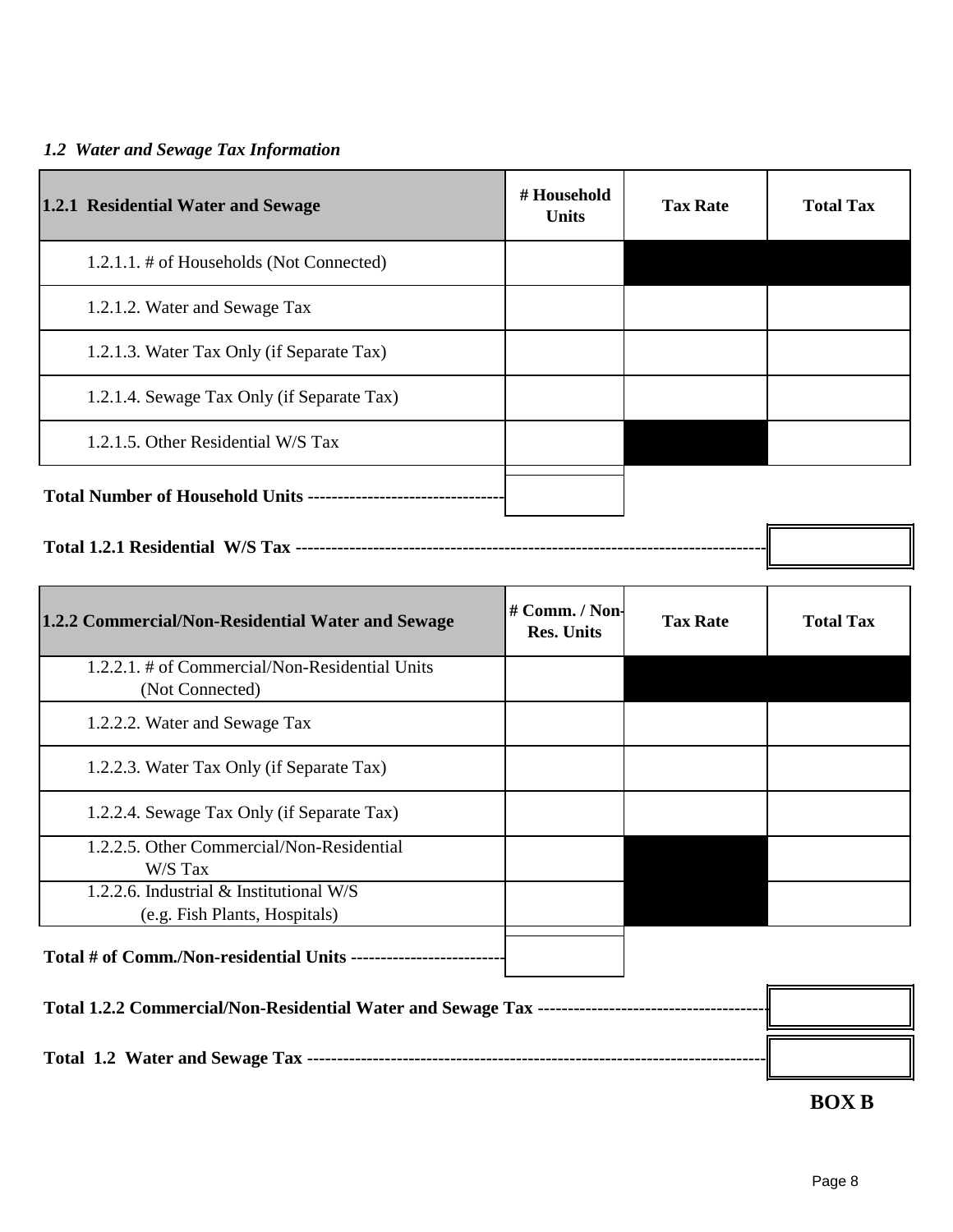*1.2 Water and Sewage Tax Information*

| **1.2.1 Residential Water and Sewage** | **# Household Units** | **Tax Rate** | **Total Tax** |
|---|---|---|---|
| 1.2.1.1. # of Households (Not Connected) | | | |
| 1.2.1.2. Water and Sewage Tax | | | |
| 1.2.1.3. Water Tax Only (if Separate Tax) | | | |
| 1.2.1.4. Sewage Tax Only (if Separate Tax) | | | |
| 1.2.1.5. Other Residential W/S Tax | | | |

**Total Number of Household Units** ---------------------------------

**Total 1.2.1 Residential W/S Tax** ---------------------------------------------------------------------------

| **1.2.2 Commercial/Non-Residential Water and Sewage** | **# Comm. / Non-Res. Units** | **Tax Rate** | **Total Tax** |
|---|---|---|---|
| 1.2.2.1. # of Commercial/Non-Residential Units (Not Connected) | | | |
| 1.2.2.2. Water and Sewage Tax | | | |
| 1.2.2.3. Water Tax Only (if Separate Tax) | | | |
| 1.2.2.4. Sewage Tax Only (if Separate Tax) | | | |
| 1.2.2.5. Other Commercial/Non-Residential W/S Tax | | | |
| 1.2.2.6. Industrial & Institutional W/S (e.g. Fish Plants, Hospitals) | | | |

**Total # of Comm./Non-residential Units** --------------------------

**Total 1.2.2 Commercial/Non-Residential Water and Sewage Tax** --------------------------------------

**Total 1.2 Water and Sewage Tax** ----------------------------------------------------------------------------

**BOX B**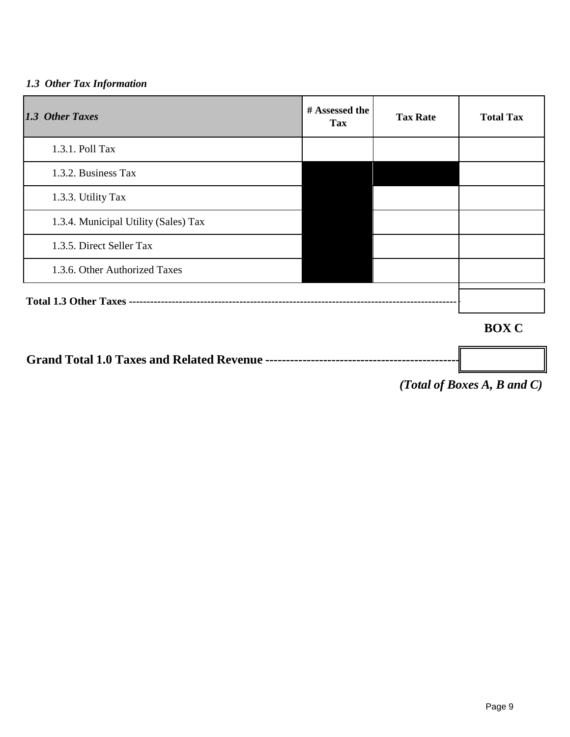*1.3 Other Tax Information*

| *1.3 Other Taxes* | # Assessed the Tax | Tax Rate | Total Tax |
|---|---|---|---|
| 1.3.1. Poll Tax | | | |
| 1.3.2. Business Tax | | | |
| 1.3.3. Utility Tax | | | |
| 1.3.4. Municipal Utility (Sales) Tax | | | |
| 1.3.5. Direct Seller Tax | | | |
| 1.3.6. Other Authorized Taxes | | | |

**Total 1.3 Other Taxes** ----------------------------------------------------------------------------------------------

**BOX C**

**Grand Total 1.0 Taxes and Related Revenue** ------------------------------------------------

***(Total of Boxes A, B and C)***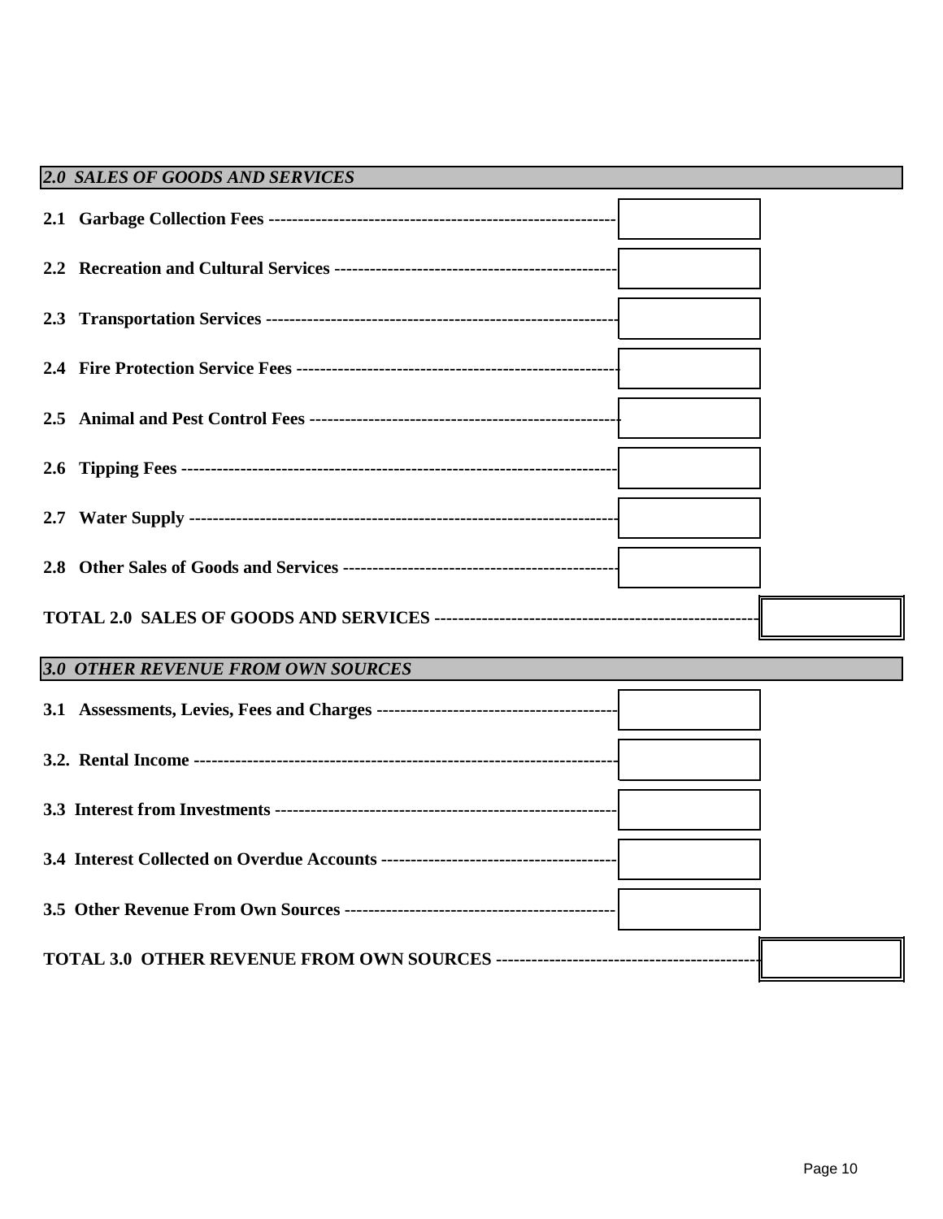## *2.0 SALES OF GOODS AND SERVICES*

| Item | Amount | Total |
|---|---|---|
| **2.1 Garbage Collection Fees** | | |
| **2.2 Recreation and Cultural Services** | | |
| **2.3 Transportation Services** | | |
| **2.4 Fire Protection Service Fees** | | |
| **2.5 Animal and Pest Control Fees** | | |
| **2.6 Tipping Fees** | | |
| **2.7 Water Supply** | | |
| **2.8 Other Sales of Goods and Services** | | |
| **TOTAL 2.0 SALES OF GOODS AND SERVICES** | | |

## *3.0 OTHER REVENUE FROM OWN SOURCES*

| Item | Amount | Total |
|---|---|---|
| **3.1 Assessments, Levies, Fees and Charges** | | |
| **3.2. Rental Income** | | |
| **3.3 Interest from Investments** | | |
| **3.4 Interest Collected on Overdue Accounts** | | |
| **3.5 Other Revenue From Own Sources** | | |
| **TOTAL 3.0 OTHER REVENUE FROM OWN SOURCES** | | |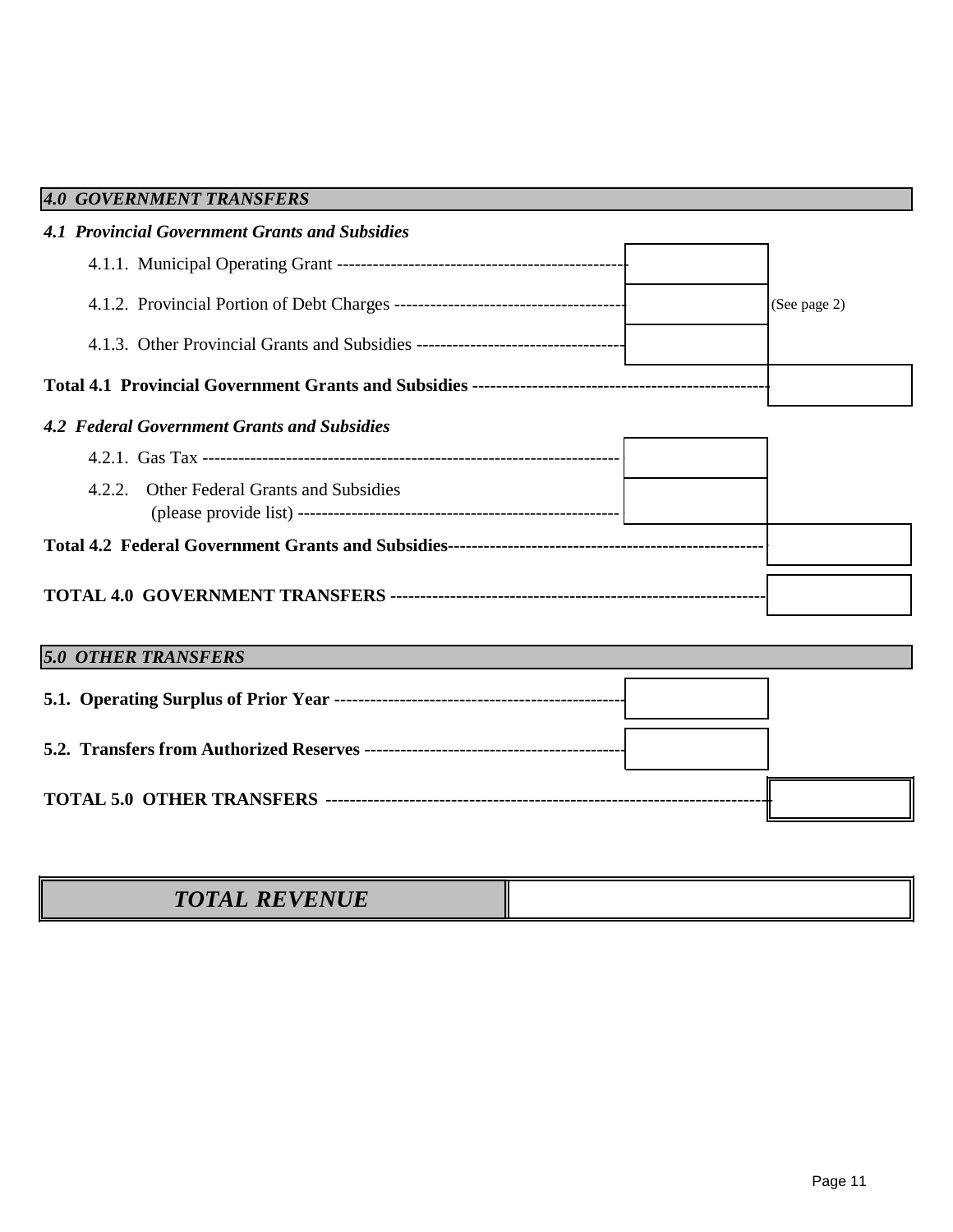## *4.0 GOVERNMENT TRANSFERS*

### *4.1 Provincial Government Grants and Subsidies*

| Item | Amount | Total |
|---|---|---|
| 4.1.1. Municipal Operating Grant | | |
| 4.1.2. Provincial Portion of Debt Charges | | (See page 2) |
| 4.1.3. Other Provincial Grants and Subsidies | | |
| **Total 4.1 Provincial Government Grants and Subsidies** | | |

### *4.2 Federal Government Grants and Subsidies*

| Item | Amount | Total |
|---|---|---|
| 4.2.1. Gas Tax | | |
| 4.2.2. Other Federal Grants and Subsidies (please provide list) | | |
| **Total 4.2 Federal Government Grants and Subsidies** | | |
| **TOTAL 4.0 GOVERNMENT TRANSFERS** | | |

## *5.0 OTHER TRANSFERS*

| Item | Amount | Total |
|---|---|---|
| **5.1. Operating Surplus of Prior Year** | | |
| **5.2. Transfers from Authorized Reserves** | | |
| **TOTAL 5.0 OTHER TRANSFERS** | | |

| ***TOTAL REVENUE*** | |
|---|---|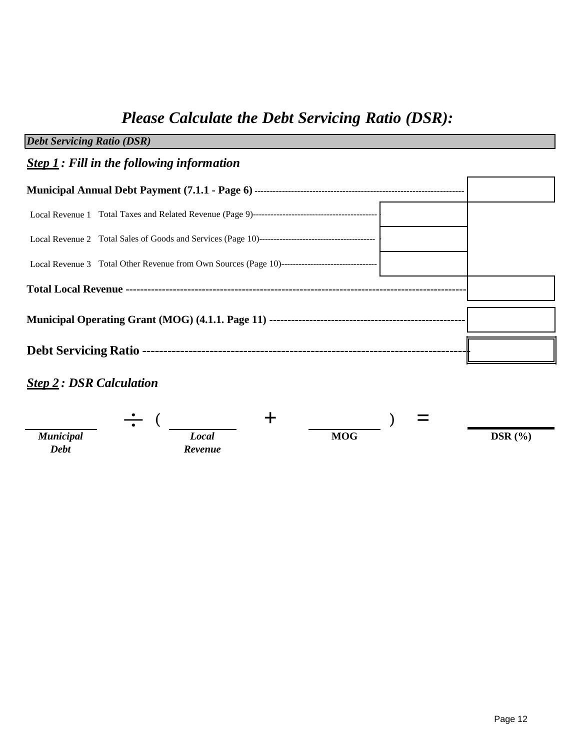# *Please Calculate the Debt Servicing Ratio (DSR):*

***Debt Servicing Ratio (DSR)***

## ***Step 1 : Fill in the following information***

| | | |
|---|---|---|
| **Municipal Annual Debt Payment (7.1.1 - Page 6)** | | |
| Local Revenue 1 Total Taxes and Related Revenue (Page 9) | | |
| Local Revenue 2 Total Sales of Goods and Services (Page 10) | | |
| Local Revenue 3 Total Other Revenue from Own Sources (Page 10) | | |
| **Total Local Revenue** | | |
| **Municipal Operating Grant (MOG) (4.1.1. Page 11)** | | |
| **Debt Servicing Ratio** | | |

## ***Step 2 : DSR Calculation***

\_\_\_\_\_\_\_\_ ÷ ( \_\_\_\_\_\_\_\_ + \_\_\_\_\_\_\_\_ ) = \_\_\_\_\_\_\_\_

***Municipal Debt*** ***Local Revenue*** **MOG** **DSR (%)**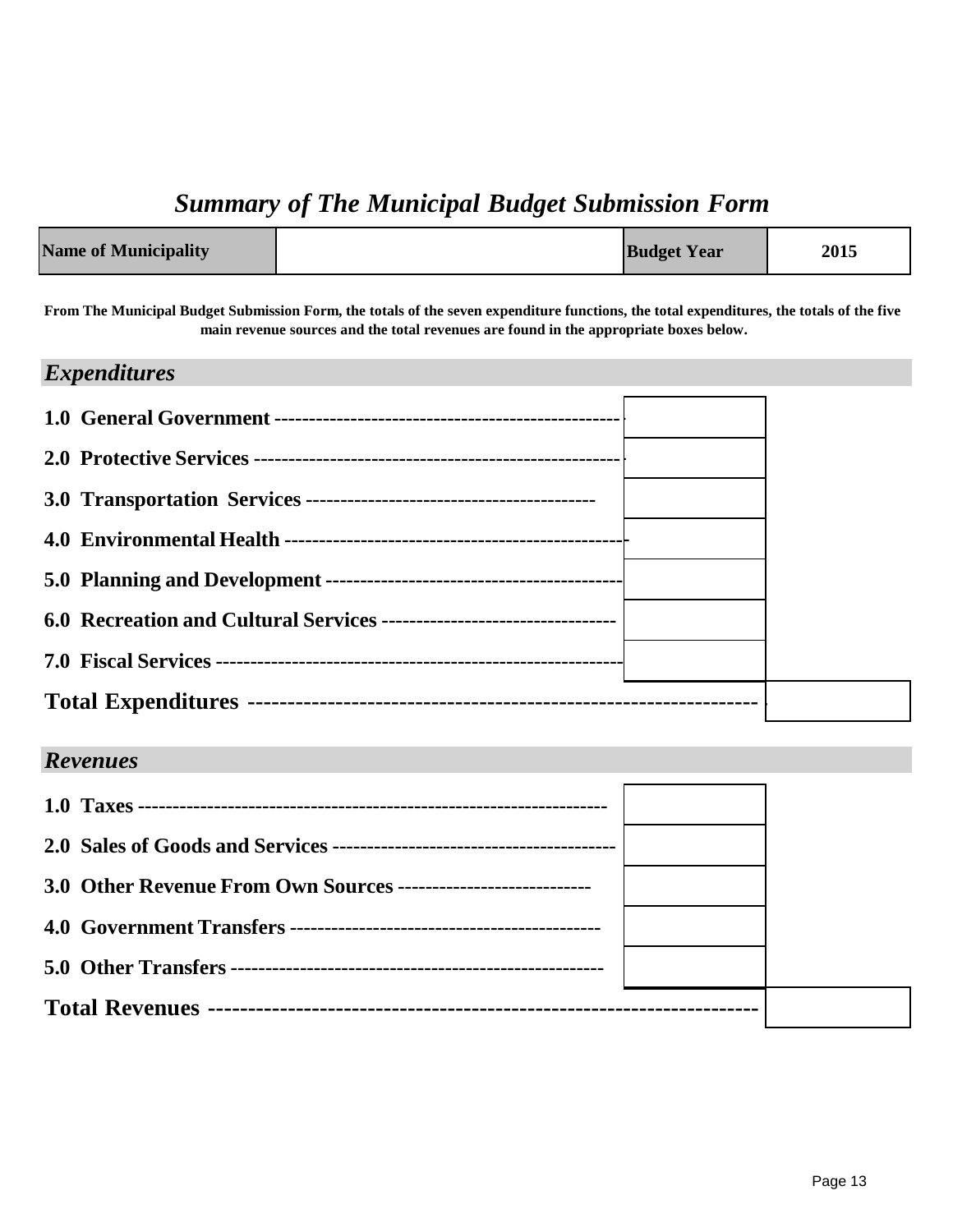# *Summary of The Municipal Budget Submission Form*

| | | | |
|---|---|---|---|
| **Name of Municipality** | | **Budget Year** | **2015** |

**From The Municipal Budget Submission Form, the totals of the seven expenditure functions, the total expenditures, the totals of the five main revenue sources and the total revenues are found in the appropriate boxes below.**

## *Expenditures*

| | | |
|---|---|---|
| **1.0 General Government** | | |
| **2.0 Protective Services** | | |
| **3.0 Transportation Services** | | |
| **4.0 Environmental Health** | | |
| **5.0 Planning and Development** | | |
| **6.0 Recreation and Cultural Services** | | |
| **7.0 Fiscal Services** | | |
| **Total Expenditures** | | |

## *Revenues*

| | | |
|---|---|---|
| **1.0 Taxes** | | |
| **2.0 Sales of Goods and Services** | | |
| **3.0 Other Revenue From Own Sources** | | |
| **4.0 Government Transfers** | | |
| **5.0 Other Transfers** | | |
| **Total Revenues** | | |